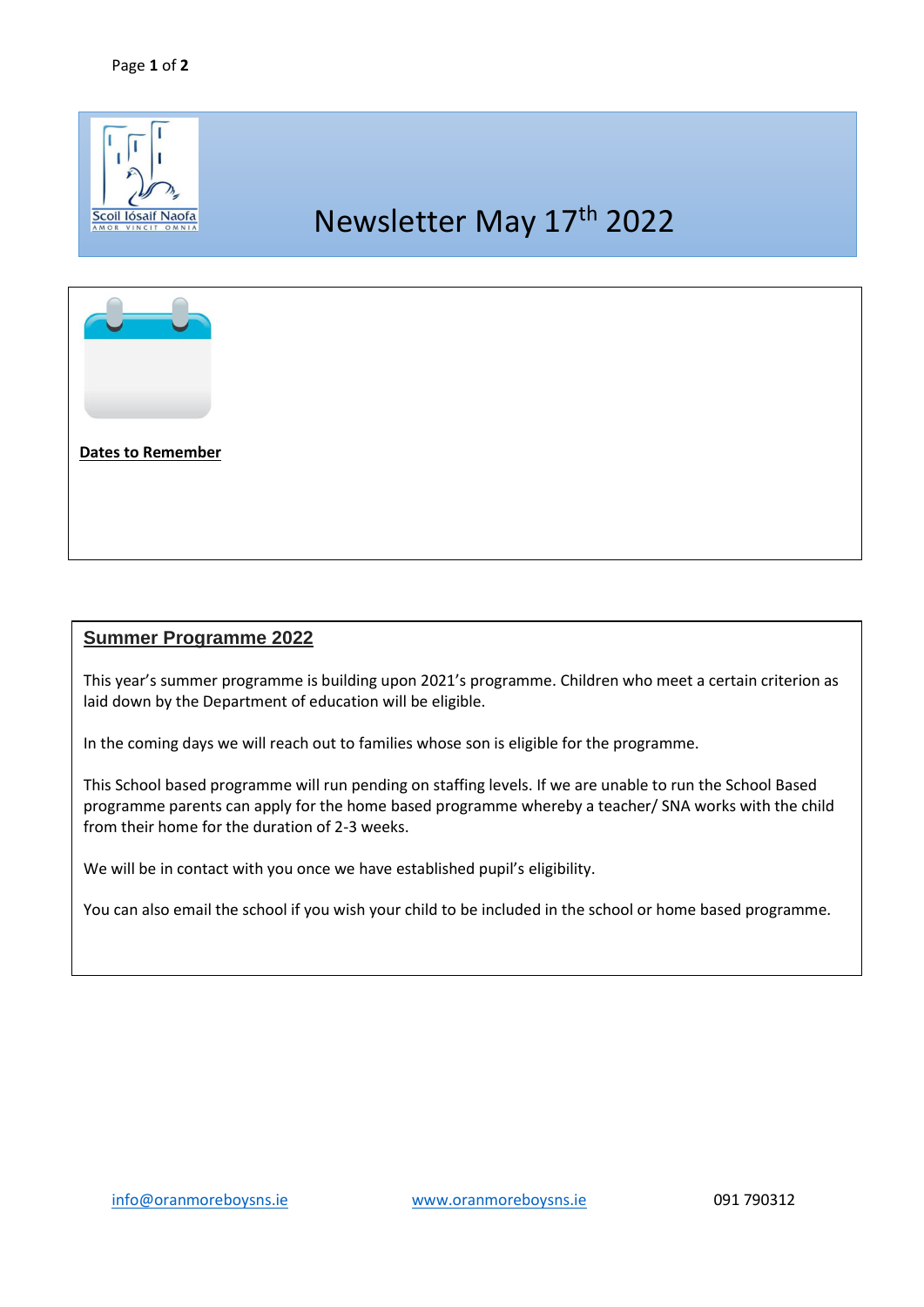Scoil Iósaif Naofa

AMOR VINCIT OMNIA

# Newsletter May 17th 2022

**Dates to Remember**

## Summer Programme 2022

This year's summer programme is building upon 2021's programme. Children who meet a certain criterion as laid down by the Department of education will be eligible.

In the coming days we will reach out to families whose son is eligible for the programme.

This School based programme will run pending on staffing levels. If we are unable to run the School Based programme parents can apply for the home based programme whereby a teacher/ SNA works with the child from their home for the duration of 2-3 weeks.

We will be in contact with you once we have established pupil's eligibility.

You can also email the school if you wish your child to be included in the school or home based programme.

info@oranmoreboysns.ie www.oranmoreboysns.ie 091 790312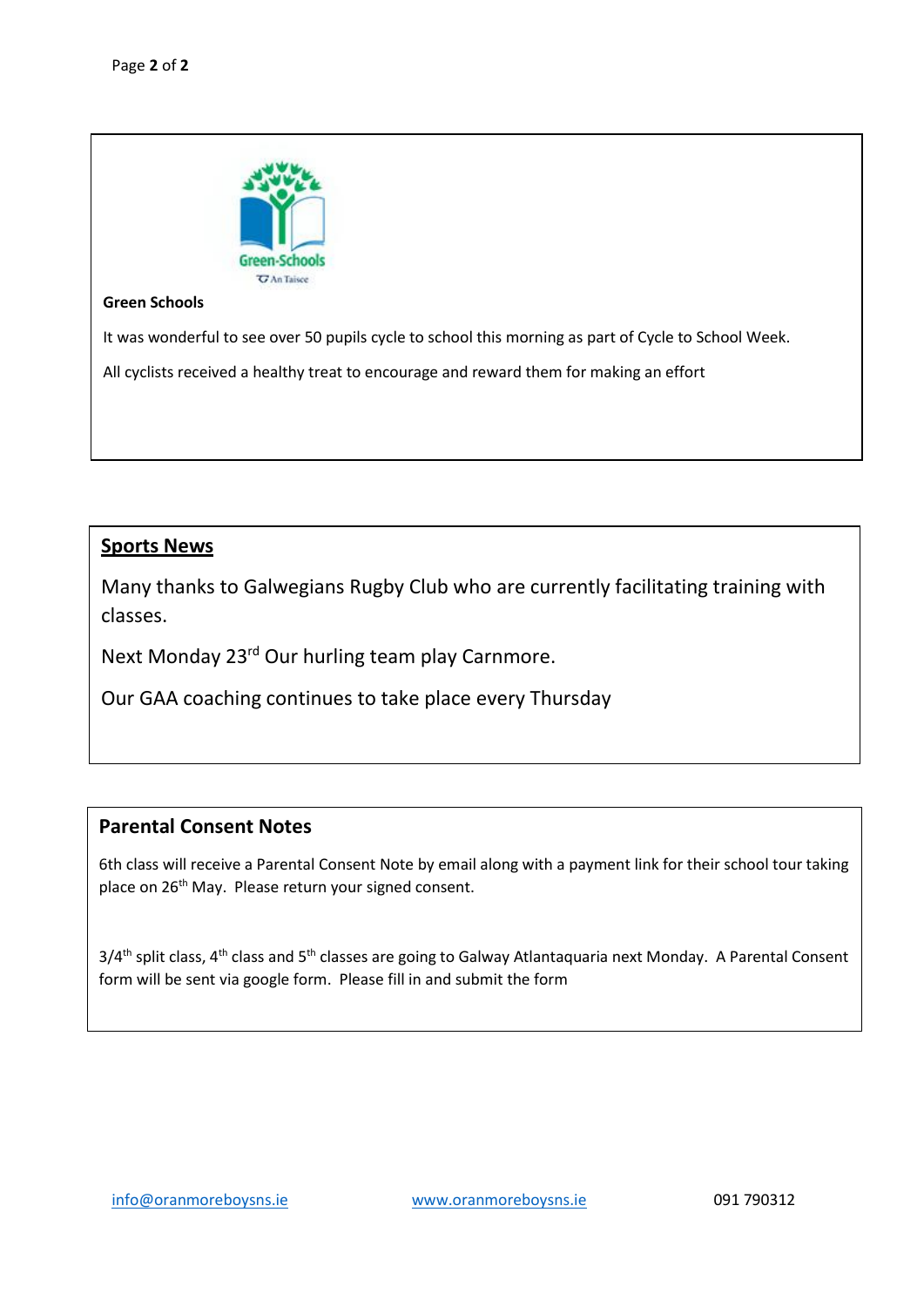## Green Schools

It was wonderful to see over 50 pupils cycle to school this morning as part of Cycle to School Week.

All cyclists received a healthy treat to encourage and reward them for making an effort

## Sports News

Many thanks to Galwegians Rugby Club who are currently facilitating training with classes.

Next Monday 23rd Our hurling team play Carnmore.

Our GAA coaching continues to take place every Thursday

## Parental Consent Notes

6th class will receive a Parental Consent Note by email along with a payment link for their school tour taking place on 26th May. Please return your signed consent.

3/4th split class, 4th class and 5th classes are going to Galway Atlantaquaria next Monday. A Parental Consent form will be sent via google form. Please fill in and submit the form

info@oranmoreboysns.ie www.oranmoreboysns.ie 091 790312